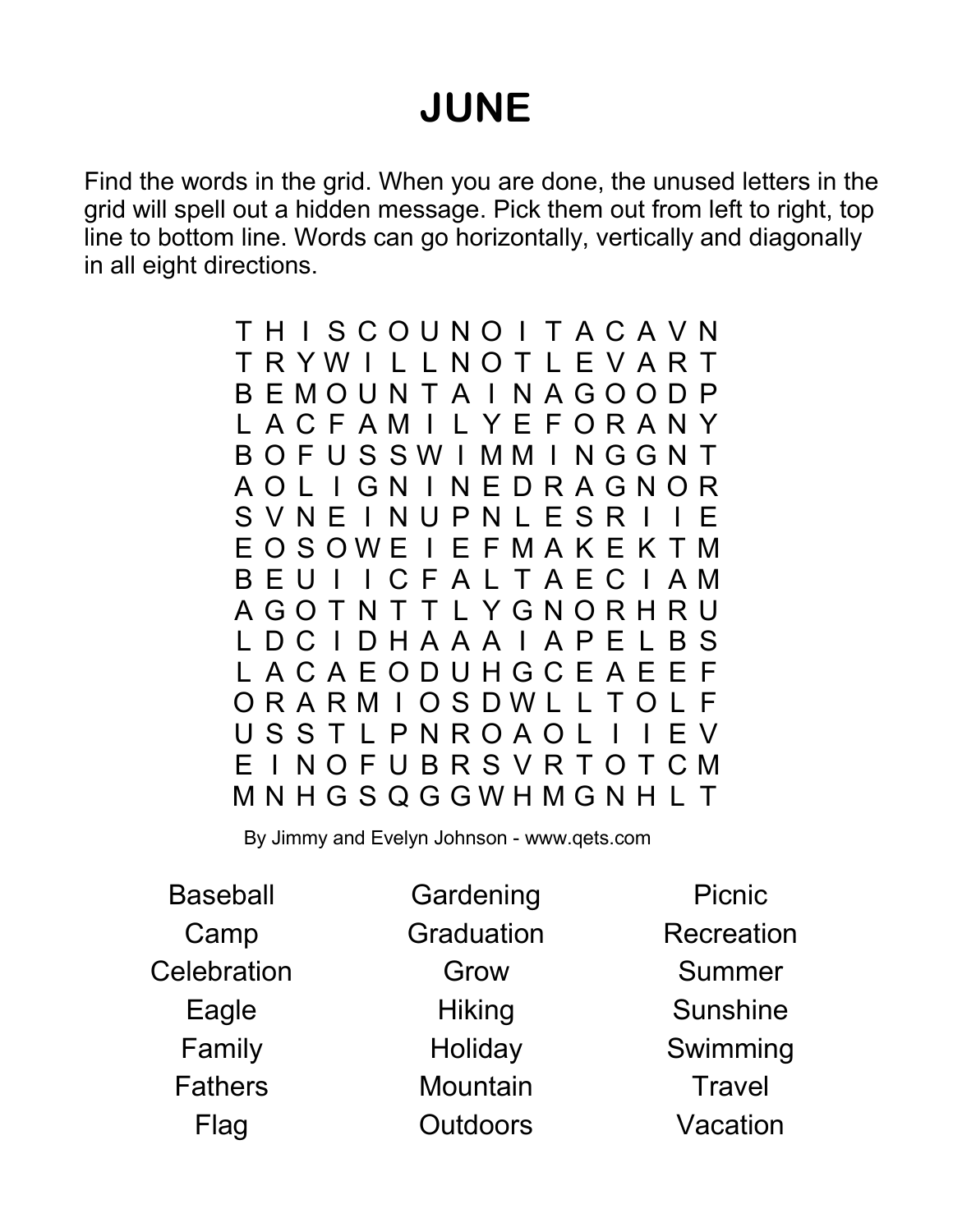# JUNE

Find the words in the grid. When you are done, the unused letters in the grid will spell out a hidden message. Pick them out from left to right, top line to bottom line. Words can go horizontally, vertically and diagonally in all eight directions.

```
T H I S C O U N O I T A C A V N
T R Y W I L L N O T L E V A R T
B E M O U N T A I N A G O O D P
L A C F A M I L Y E F O R A N Y
B O F U S S W I M M I N G G N T
A O L I G N I N E D R A G N O R
S V N E I N U P N L E S R I I E
E O S O W E I E F M A K E K T M
B E U I I C F A L T A E C I A M
A G O T N T T L Y G N O R H R U
L D C I D H A A A I A P E L B S
L A C A E O D U H G C E A E E F
O R A R M I O S D W L L T O L F
U S S T L P N R O A O L I I E V
E I N O F U B R S V R T O T C M
M N H G S Q G G W H M G N H L T
```

By Jimmy and Evelyn Johnson - www.qets.com

| | | |
|---|---|---|
| Baseball | Gardening | Picnic |
| Camp | Graduation | Recreation |
| Celebration | Grow | Summer |
| Eagle | Hiking | Sunshine |
| Family | Holiday | Swimming |
| Fathers | Mountain | Travel |
| Flag | Outdoors | Vacation |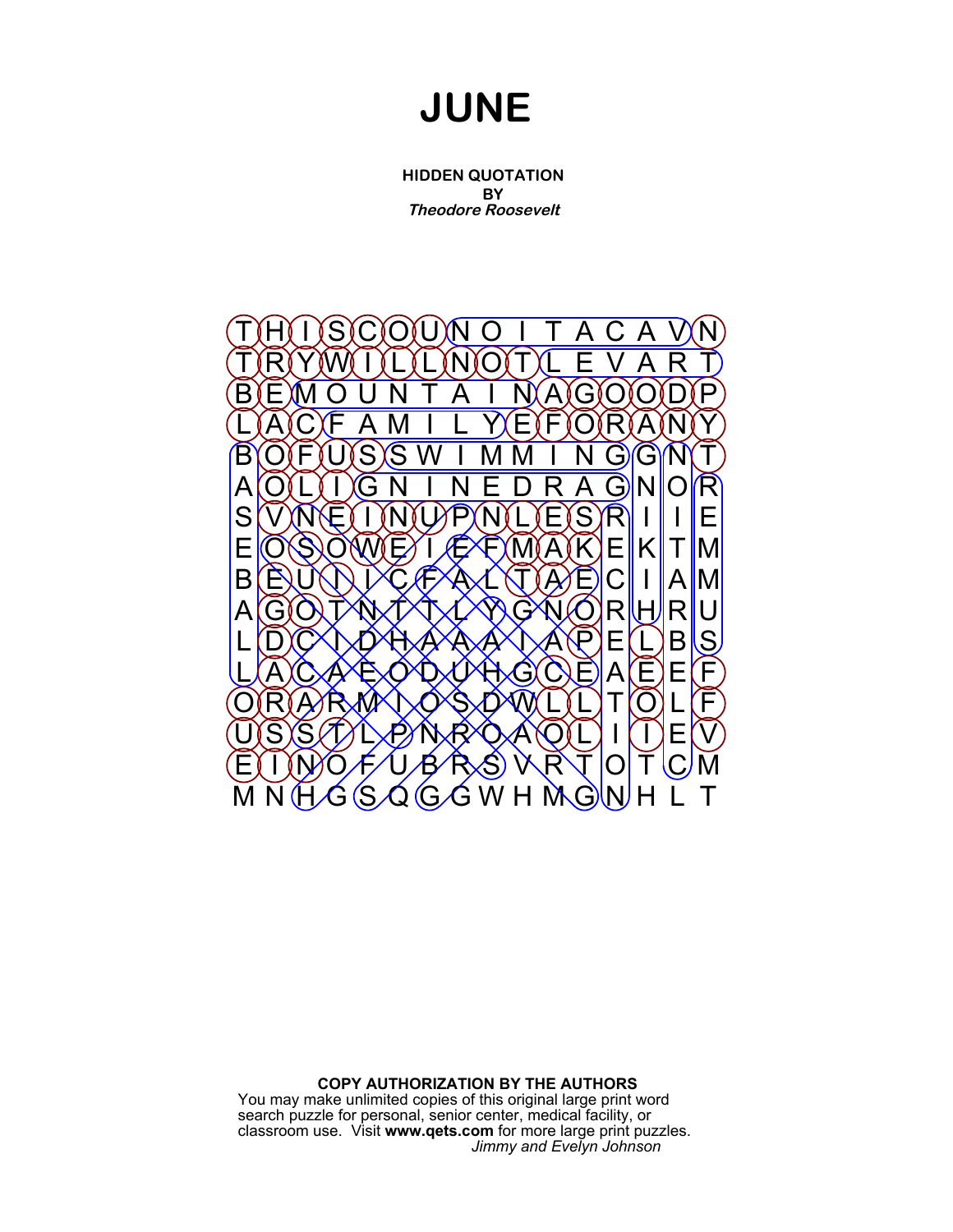# JUNE

**HIDDEN QUOTATION**
**BY**
***Theodore Roosevelt***

```
T H I S C O U N O I T A C A V N
T R Y W I L L N O T L E V A R T
B E M O U N T A I N A G O O D P
L A C F A M I L Y E F O R A N Y
B O F U S S W I M M I N G G N T
A O L I G N I N E D R A G N O R
S V N E I N U P N L E S R I I E
E O S O W E I E F M A K E K T M
B E U I I C F A L T A E C I A M
A G O T N T T L Y G N O R H R U
L D C I D H A A A I A P E L B S
L A C A E O D U H G C E A E E F
O R A R M I O S D W L L T O L F
U S S T L P N R O A O L I I E V
E I N O F U B R S V R T O T C M
M N H G S Q G G W H M G N H L T
```

**COPY AUTHORIZATION BY THE AUTHORS**
You may make unlimited copies of this original large print word search puzzle for personal, senior center, medical facility, or classroom use. Visit **www.qets.com** for more large print puzzles.
*Jimmy and Evelyn Johnson*